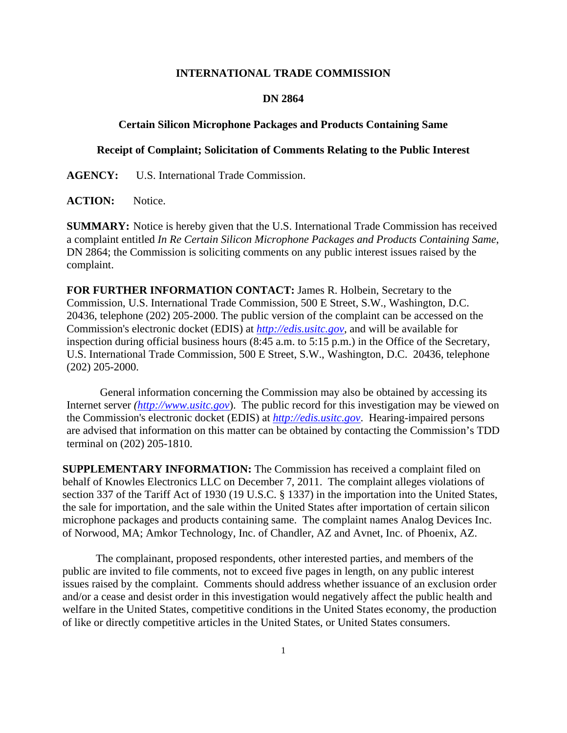# INTERNATIONAL TRADE COMMISSION

## DN 2864

### Certain Silicon Microphone Packages and Products Containing Same

### Receipt of Complaint; Solicitation of Comments Relating to the Public Interest

**AGENCY:** U.S. International Trade Commission.

**ACTION:** Notice.

**SUMMARY:** Notice is hereby given that the U.S. International Trade Commission has received a complaint entitled *In Re Certain Silicon Microphone Packages and Products Containing Same*, DN 2864; the Commission is soliciting comments on any public interest issues raised by the complaint.

**FOR FURTHER INFORMATION CONTACT:** James R. Holbein, Secretary to the Commission, U.S. International Trade Commission, 500 E Street, S.W., Washington, D.C. 20436, telephone (202) 205-2000. The public version of the complaint can be accessed on the Commission's electronic docket (EDIS) at *http://edis.usitc.gov*, and will be available for inspection during official business hours (8:45 a.m. to 5:15 p.m.) in the Office of the Secretary, U.S. International Trade Commission, 500 E Street, S.W., Washington, D.C. 20436, telephone (202) 205-2000.

General information concerning the Commission may also be obtained by accessing its Internet server *(http://www.usitc.gov)*. The public record for this investigation may be viewed on the Commission's electronic docket (EDIS) at *http://edis.usitc.gov*. Hearing-impaired persons are advised that information on this matter can be obtained by contacting the Commission's TDD terminal on (202) 205-1810.

**SUPPLEMENTARY INFORMATION:** The Commission has received a complaint filed on behalf of Knowles Electronics LLC on December 7, 2011. The complaint alleges violations of section 337 of the Tariff Act of 1930 (19 U.S.C. § 1337) in the importation into the United States, the sale for importation, and the sale within the United States after importation of certain silicon microphone packages and products containing same. The complaint names Analog Devices Inc. of Norwood, MA; Amkor Technology, Inc. of Chandler, AZ and Avnet, Inc. of Phoenix, AZ.

The complainant, proposed respondents, other interested parties, and members of the public are invited to file comments, not to exceed five pages in length, on any public interest issues raised by the complaint. Comments should address whether issuance of an exclusion order and/or a cease and desist order in this investigation would negatively affect the public health and welfare in the United States, competitive conditions in the United States economy, the production of like or directly competitive articles in the United States, or United States consumers.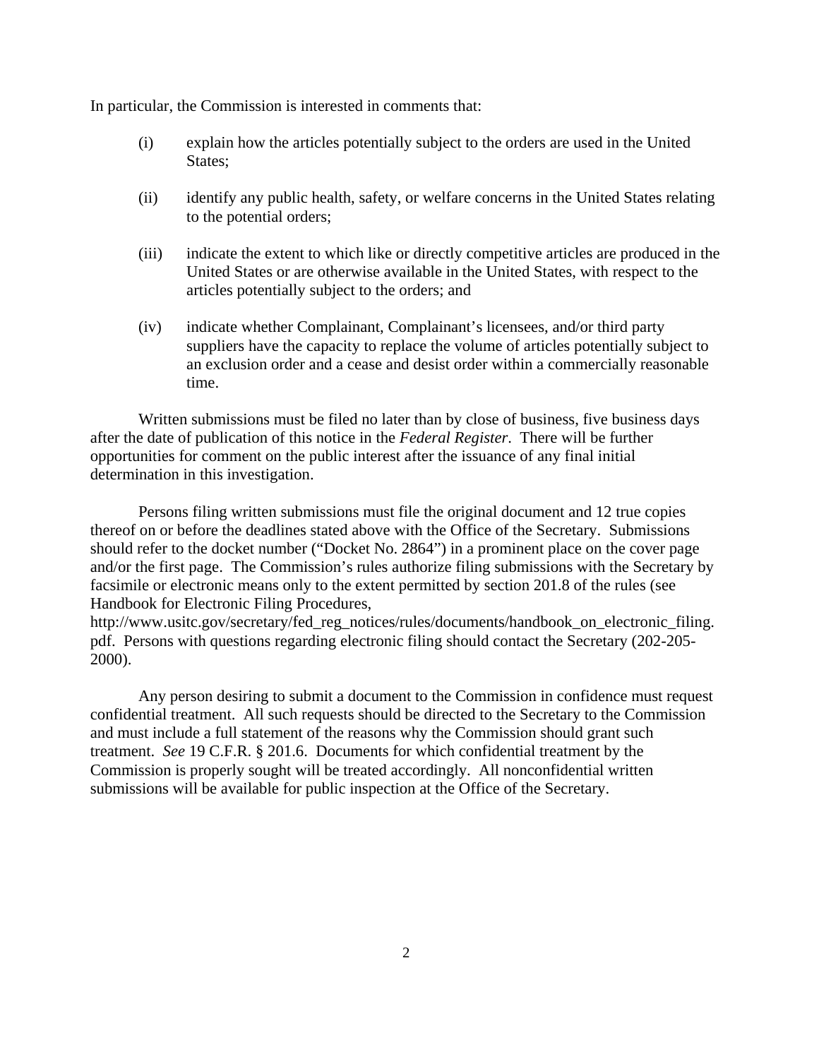In particular, the Commission is interested in comments that:

(i) explain how the articles potentially subject to the orders are used in the United States;

(ii) identify any public health, safety, or welfare concerns in the United States relating to the potential orders;

(iii) indicate the extent to which like or directly competitive articles are produced in the United States or are otherwise available in the United States, with respect to the articles potentially subject to the orders; and

(iv) indicate whether Complainant, Complainant's licensees, and/or third party suppliers have the capacity to replace the volume of articles potentially subject to an exclusion order and a cease and desist order within a commercially reasonable time.

Written submissions must be filed no later than by close of business, five business days after the date of publication of this notice in the *Federal Register*. There will be further opportunities for comment on the public interest after the issuance of any final initial determination in this investigation.

Persons filing written submissions must file the original document and 12 true copies thereof on or before the deadlines stated above with the Office of the Secretary. Submissions should refer to the docket number ("Docket No. 2864") in a prominent place on the cover page and/or the first page. The Commission's rules authorize filing submissions with the Secretary by facsimile or electronic means only to the extent permitted by section 201.8 of the rules (see Handbook for Electronic Filing Procedures, http://www.usitc.gov/secretary/fed_reg_notices/rules/documents/handbook_on_electronic_filing.pdf. Persons with questions regarding electronic filing should contact the Secretary (202-205-2000).

Any person desiring to submit a document to the Commission in confidence must request confidential treatment. All such requests should be directed to the Secretary to the Commission and must include a full statement of the reasons why the Commission should grant such treatment. *See* 19 C.F.R. § 201.6. Documents for which confidential treatment by the Commission is properly sought will be treated accordingly. All nonconfidential written submissions will be available for public inspection at the Office of the Secretary.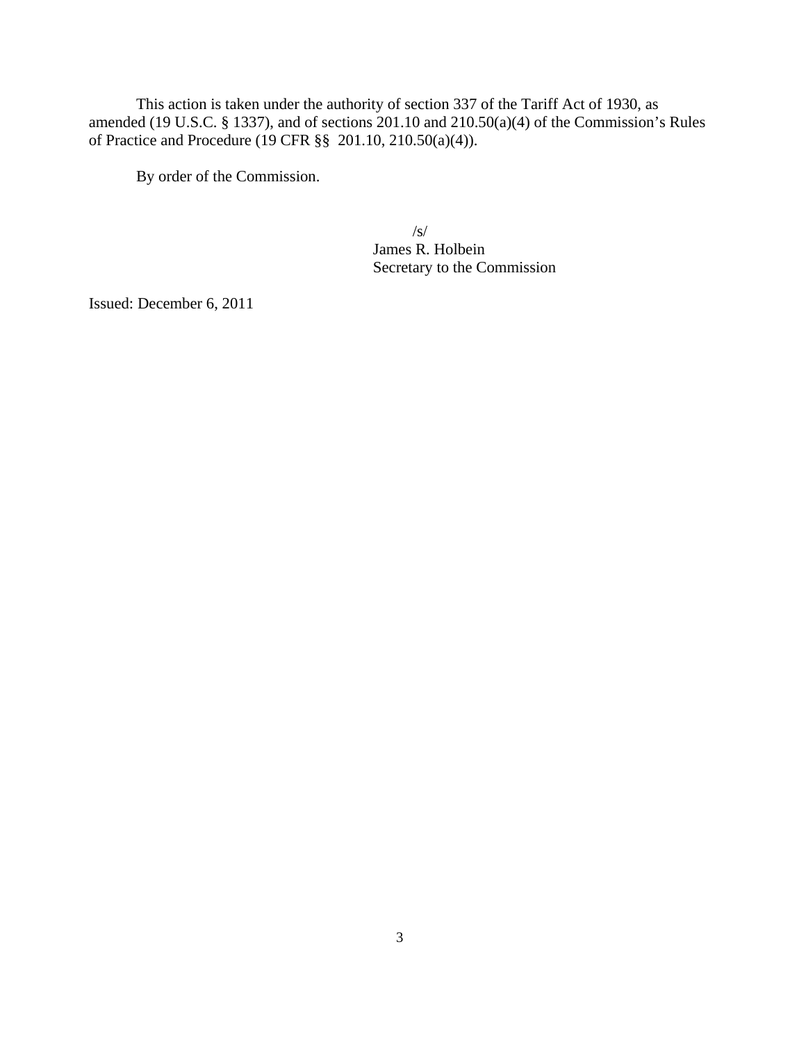This action is taken under the authority of section 337 of the Tariff Act of 1930, as amended (19 U.S.C. § 1337), and of sections 201.10 and 210.50(a)(4) of the Commission's Rules of Practice and Procedure (19 CFR §§ 201.10, 210.50(a)(4)).

By order of the Commission.

/s/
James R. Holbein
Secretary to the Commission

Issued: December 6, 2011